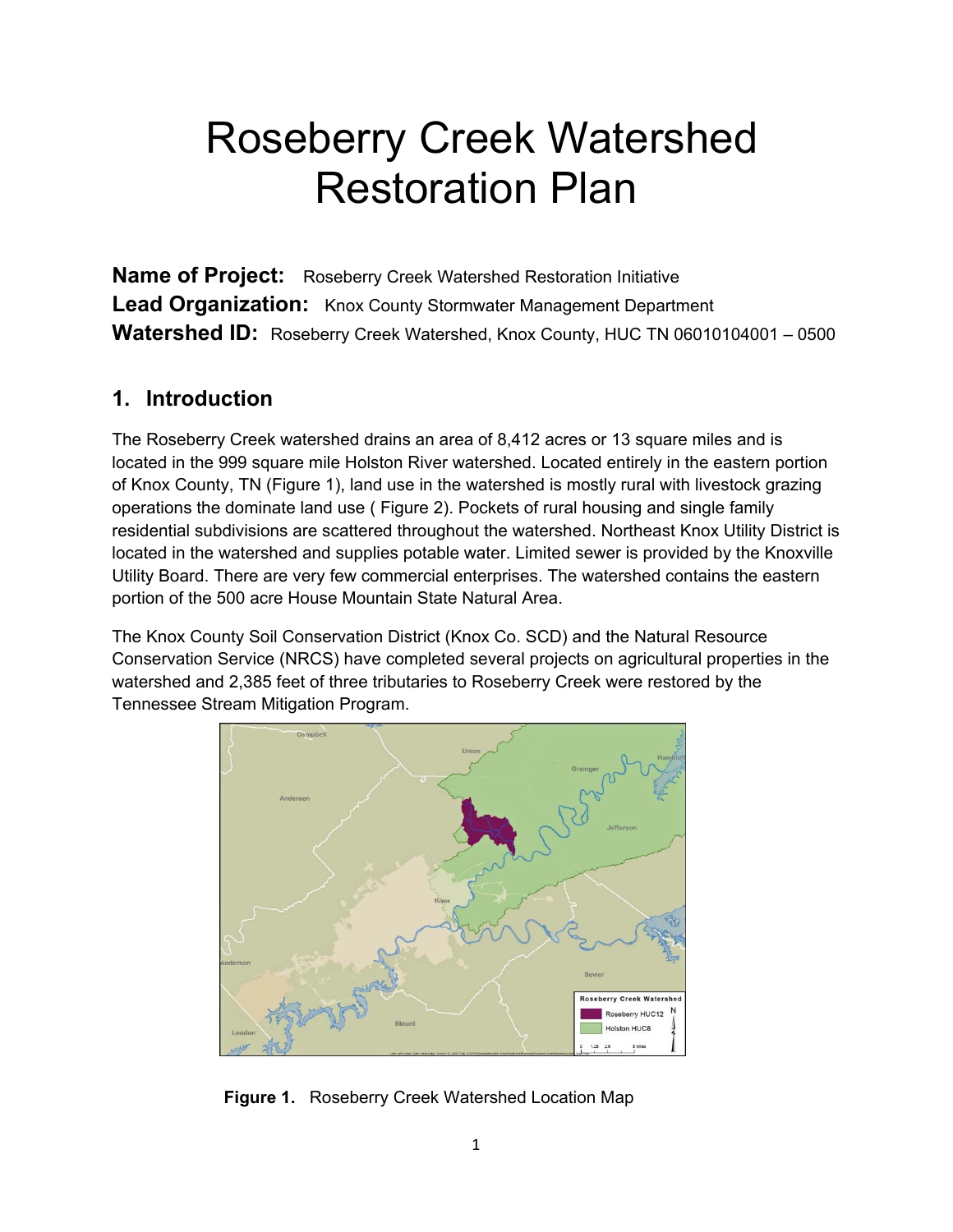# Roseberry Creek Watershed Restoration Plan

**Name of Project:** Roseberry Creek Watershed Restoration Initiative
**Lead Organization:** Knox County Stormwater Management Department
**Watershed ID:** Roseberry Creek Watershed, Knox County, HUC TN 06010104001 – 0500

## 1. Introduction

The Roseberry Creek watershed drains an area of 8,412 acres or 13 square miles and is located in the 999 square mile Holston River watershed. Located entirely in the eastern portion of Knox County, TN (Figure 1), land use in the watershed is mostly rural with livestock grazing operations the dominate land use ( Figure 2). Pockets of rural housing and single family residential subdivisions are scattered throughout the watershed. Northeast Knox Utility District is located in the watershed and supplies potable water. Limited sewer is provided by the Knoxville Utility Board. There are very few commercial enterprises. The watershed contains the eastern portion of the 500 acre House Mountain State Natural Area.

The Knox County Soil Conservation District (Knox Co. SCD) and the Natural Resource Conservation Service (NRCS) have completed several projects on agricultural properties in the watershed and 2,385 feet of three tributaries to Roseberry Creek were restored by the Tennessee Stream Mitigation Program.

**Figure 1.** Roseberry Creek Watershed Location Map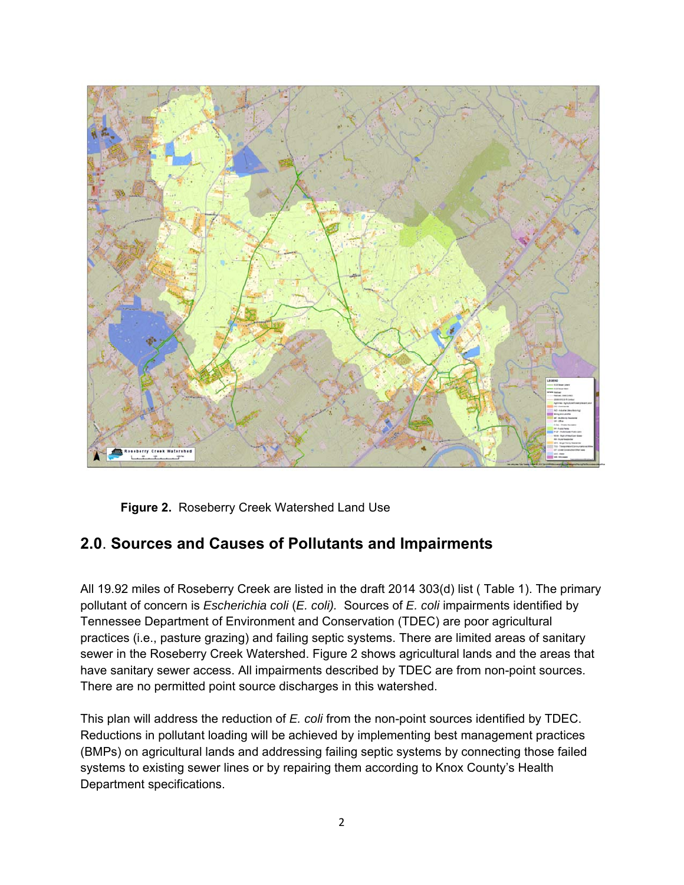**Figure 2.** Roseberry Creek Watershed Land Use

## 2.0. Sources and Causes of Pollutants and Impairments

All 19.92 miles of Roseberry Creek are listed in the draft 2014 303(d) list ( Table 1). The primary pollutant of concern is *Escherichia coli* (*E. coli)*. Sources of *E. coli* impairments identified by Tennessee Department of Environment and Conservation (TDEC) are poor agricultural practices (i.e., pasture grazing) and failing septic systems. There are limited areas of sanitary sewer in the Roseberry Creek Watershed. Figure 2 shows agricultural lands and the areas that have sanitary sewer access. All impairments described by TDEC are from non-point sources. There are no permitted point source discharges in this watershed.

This plan will address the reduction of *E. coli* from the non-point sources identified by TDEC. Reductions in pollutant loading will be achieved by implementing best management practices (BMPs) on agricultural lands and addressing failing septic systems by connecting those failed systems to existing sewer lines or by repairing them according to Knox County's Health Department specifications.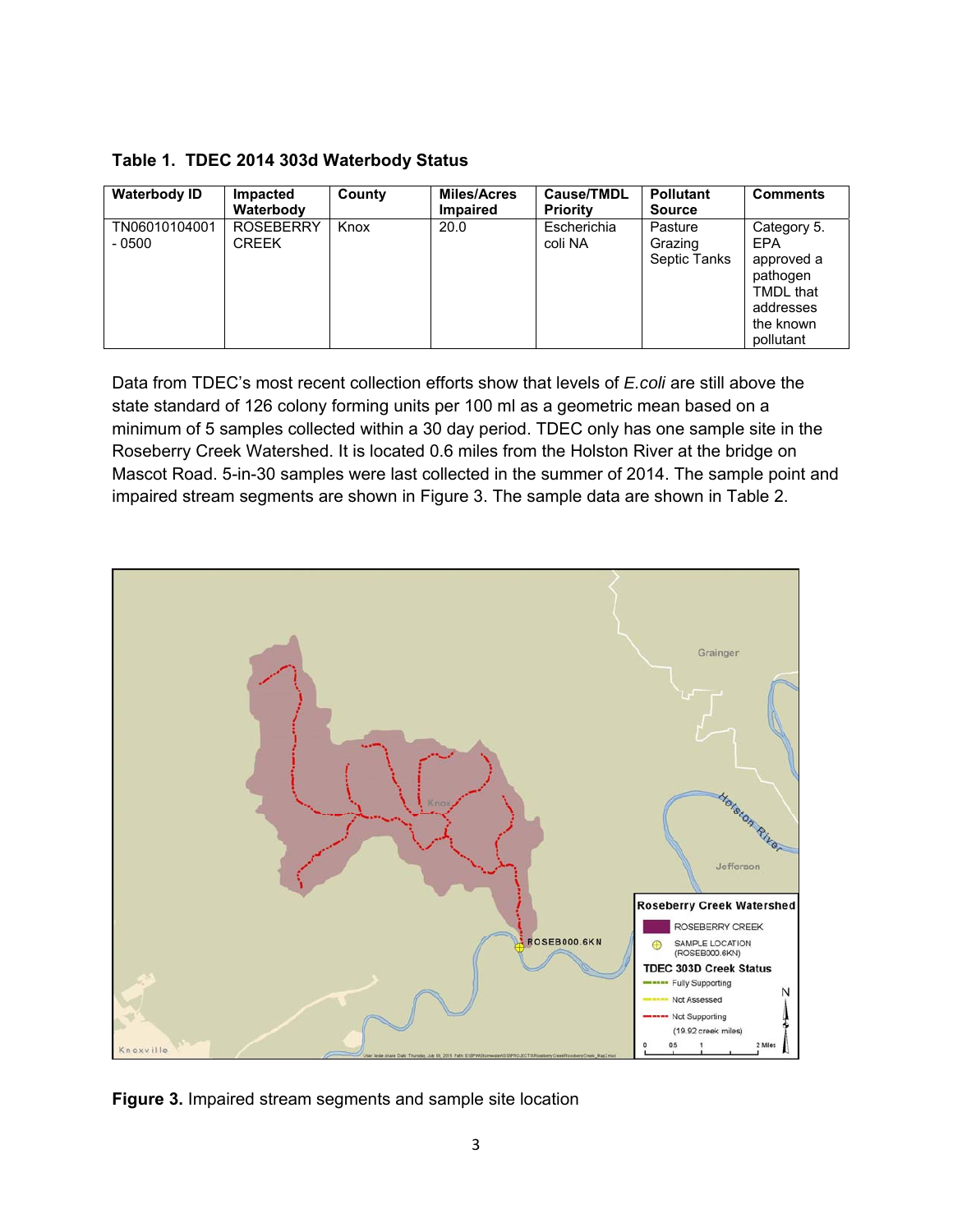**Table 1. TDEC 2014 303d Waterbody Status**

| Waterbody ID | Impacted Waterbody | County | Miles/Acres Impaired | Cause/TMDL Priority | Pollutant Source | Comments |
|---|---|---|---|---|---|---|
| TN06010104001 - 0500 | ROSEBERRY CREEK | Knox | 20.0 | Escherichia coli NA | Pasture Grazing Septic Tanks | Category 5. EPA approved a pathogen TMDL that addresses the known pollutant |

Data from TDEC's most recent collection efforts show that levels of *E.coli* are still above the state standard of 126 colony forming units per 100 ml as a geometric mean based on a minimum of 5 samples collected within a 30 day period. TDEC only has one sample site in the Roseberry Creek Watershed. It is located 0.6 miles from the Holston River at the bridge on Mascot Road. 5-in-30 samples were last collected in the summer of 2014. The sample point and impaired stream segments are shown in Figure 3. The sample data are shown in Table 2.

**Figure 3.** Impaired stream segments and sample site location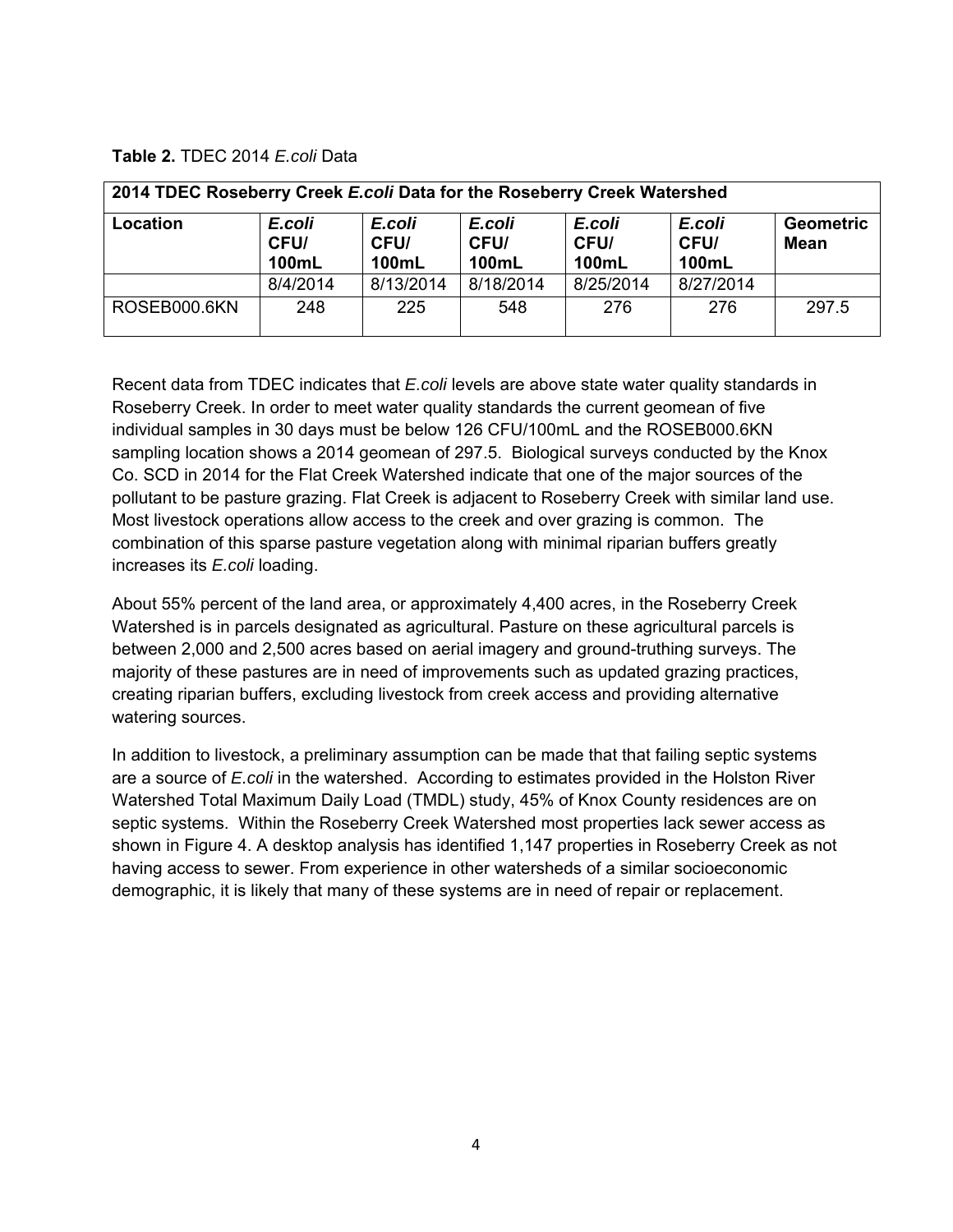**Table 2.** TDEC 2014 *E.coli* Data

| **2014 TDEC Roseberry Creek *E.coli* Data for the Roseberry Creek Watershed** | | | | | | |
|---|---|---|---|---|---|---|
| **Location** | ***E.coli* CFU/ 100mL** | ***E.coli* CFU/ 100mL** | ***E.coli* CFU/ 100mL** | ***E.coli* CFU/ 100mL** | ***E.coli* CFU/ 100mL** | **Geometric Mean** |
| | 8/4/2014 | 8/13/2014 | 8/18/2014 | 8/25/2014 | 8/27/2014 | |
| ROSEB000.6KN | 248 | 225 | 548 | 276 | 276 | 297.5 |

Recent data from TDEC indicates that *E.coli* levels are above state water quality standards in Roseberry Creek. In order to meet water quality standards the current geomean of five individual samples in 30 days must be below 126 CFU/100mL and the ROSEB000.6KN sampling location shows a 2014 geomean of 297.5. Biological surveys conducted by the Knox Co. SCD in 2014 for the Flat Creek Watershed indicate that one of the major sources of the pollutant to be pasture grazing. Flat Creek is adjacent to Roseberry Creek with similar land use. Most livestock operations allow access to the creek and over grazing is common. The combination of this sparse pasture vegetation along with minimal riparian buffers greatly increases its *E.coli* loading.

About 55% percent of the land area, or approximately 4,400 acres, in the Roseberry Creek Watershed is in parcels designated as agricultural. Pasture on these agricultural parcels is between 2,000 and 2,500 acres based on aerial imagery and ground-truthing surveys. The majority of these pastures are in need of improvements such as updated grazing practices, creating riparian buffers, excluding livestock from creek access and providing alternative watering sources.

In addition to livestock, a preliminary assumption can be made that that failing septic systems are a source of *E.coli* in the watershed. According to estimates provided in the Holston River Watershed Total Maximum Daily Load (TMDL) study, 45% of Knox County residences are on septic systems. Within the Roseberry Creek Watershed most properties lack sewer access as shown in Figure 4. A desktop analysis has identified 1,147 properties in Roseberry Creek as not having access to sewer. From experience in other watersheds of a similar socioeconomic demographic, it is likely that many of these systems are in need of repair or replacement.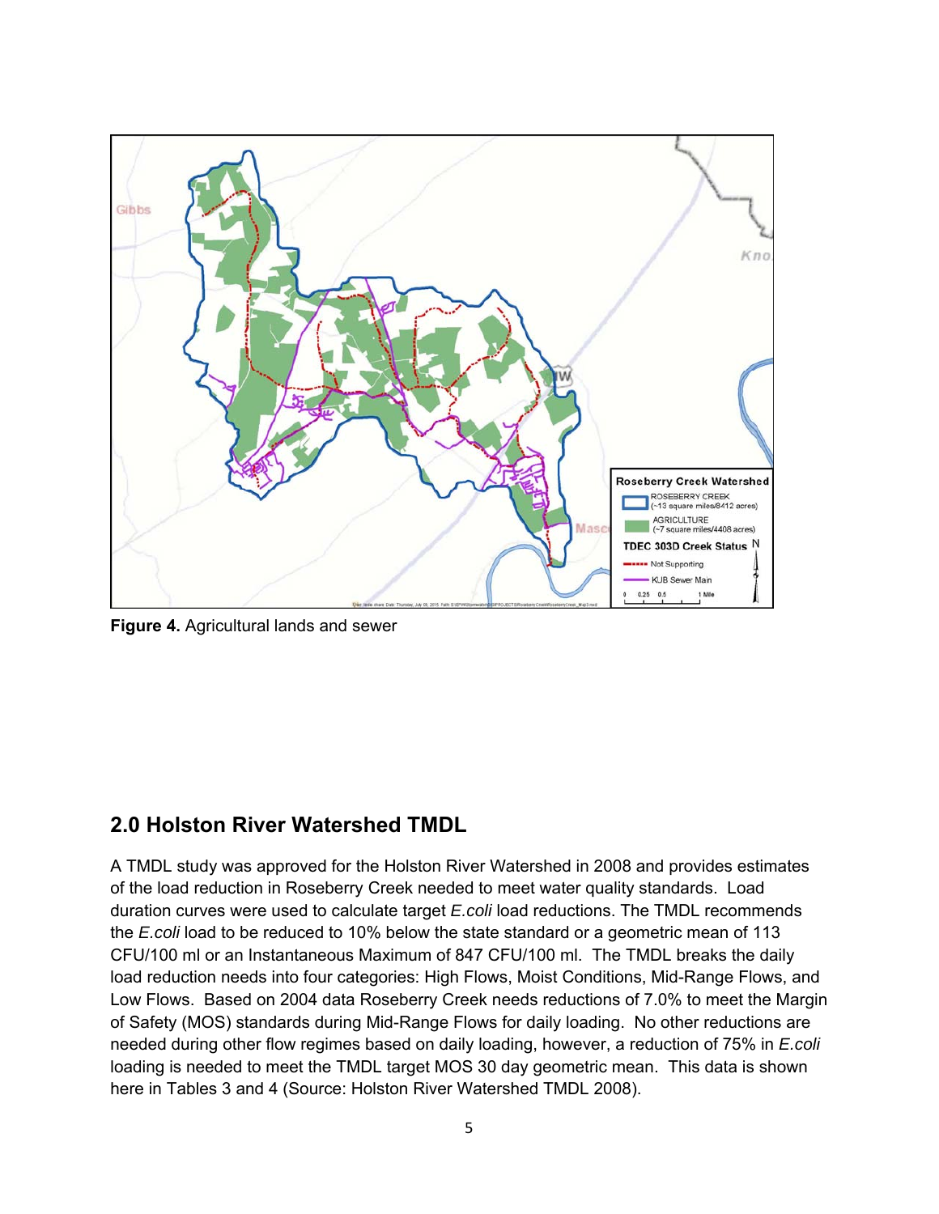**Figure 4.** Agricultural lands and sewer

## 2.0 Holston River Watershed TMDL

A TMDL study was approved for the Holston River Watershed in 2008 and provides estimates of the load reduction in Roseberry Creek needed to meet water quality standards. Load duration curves were used to calculate target *E.coli* load reductions. The TMDL recommends the *E.coli* load to be reduced to 10% below the state standard or a geometric mean of 113 CFU/100 ml or an Instantaneous Maximum of 847 CFU/100 ml. The TMDL breaks the daily load reduction needs into four categories: High Flows, Moist Conditions, Mid-Range Flows, and Low Flows. Based on 2004 data Roseberry Creek needs reductions of 7.0% to meet the Margin of Safety (MOS) standards during Mid-Range Flows for daily loading. No other reductions are needed during other flow regimes based on daily loading, however, a reduction of 75% in *E.coli* loading is needed to meet the TMDL target MOS 30 day geometric mean. This data is shown here in Tables 3 and 4 (Source: Holston River Watershed TMDL 2008).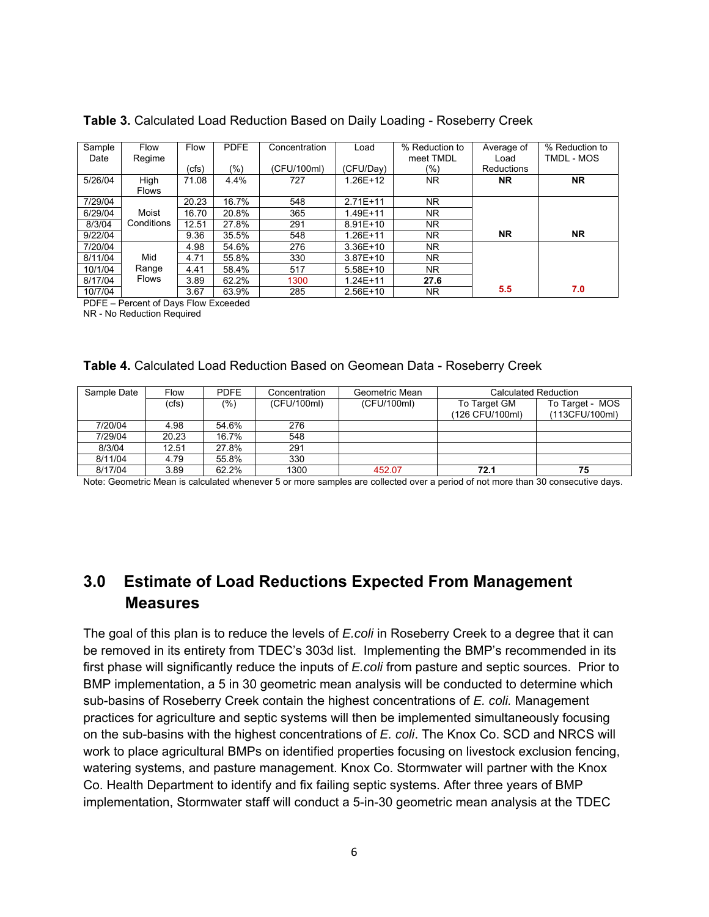**Table 3.** Calculated Load Reduction Based on Daily Loading - Roseberry Creek

| Sample Date | Flow Regime | Flow (cfs) | PDFE (%) | Concentration (CFU/100ml) | Load (CFU/Day) | % Reduction to meet TMDL (%) | Average of Load Reductions | % Reduction to TMDL - MOS |
|---|---|---|---|---|---|---|---|---|
| 5/26/04 | High Flows | 71.08 | 4.4% | 727 | 1.26E+12 | NR | **NR** | **NR** |
| 7/29/04 | Moist Conditions | 20.23 | 16.7% | 548 | 2.71E+11 | NR | | |
| 6/29/04 | | 16.70 | 20.8% | 365 | 1.49E+11 | NR | | |
| 8/3/04 | | 12.51 | 27.8% | 291 | 8.91E+10 | NR | | |
| 9/22/04 | | 9.36 | 35.5% | 548 | 1.26E+11 | NR | **NR** | **NR** |
| 7/20/04 | Mid Range Flows | 4.98 | 54.6% | 276 | 3.36E+10 | NR | | |
| 8/11/04 | | 4.71 | 55.8% | 330 | 3.87E+10 | NR | | |
| 10/1/04 | | 4.41 | 58.4% | 517 | 5.58E+10 | NR | | |
| 8/17/04 | | 3.89 | 62.2% | 1300 | 1.24E+11 | **27.6** | | |
| 10/7/04 | | 3.67 | 63.9% | 285 | 2.56E+10 | NR | **5.5** | **7.0** |

PDFE – Percent of Days Flow Exceeded
NR - No Reduction Required

**Table 4.** Calculated Load Reduction Based on Geomean Data - Roseberry Creek

| Sample Date | Flow (cfs) | PDFE (%) | Concentration (CFU/100ml) | Geometric Mean (CFU/100ml) | Calculated Reduction To Target GM (126 CFU/100ml) | Calculated Reduction To Target - MOS (113CFU/100ml) |
|---|---|---|---|---|---|---|
| 7/20/04 | 4.98 | 54.6% | 276 | | | |
| 7/29/04 | 20.23 | 16.7% | 548 | | | |
| 8/3/04 | 12.51 | 27.8% | 291 | | | |
| 8/11/04 | 4.79 | 55.8% | 330 | | | |
| 8/17/04 | 3.89 | 62.2% | 1300 | 452.07 | **72.1** | **75** |

Note: Geometric Mean is calculated whenever 5 or more samples are collected over a period of not more than 30 consecutive days.

## 3.0 Estimate of Load Reductions Expected From Management Measures

The goal of this plan is to reduce the levels of *E.coli* in Roseberry Creek to a degree that it can be removed in its entirety from TDEC's 303d list. Implementing the BMP's recommended in its first phase will significantly reduce the inputs of *E.coli* from pasture and septic sources. Prior to BMP implementation, a 5 in 30 geometric mean analysis will be conducted to determine which sub-basins of Roseberry Creek contain the highest concentrations of *E. coli.* Management practices for agriculture and septic systems will then be implemented simultaneously focusing on the sub-basins with the highest concentrations of *E. coli*. The Knox Co. SCD and NRCS will work to place agricultural BMPs on identified properties focusing on livestock exclusion fencing, watering systems, and pasture management. Knox Co. Stormwater will partner with the Knox Co. Health Department to identify and fix failing septic systems. After three years of BMP implementation, Stormwater staff will conduct a 5-in-30 geometric mean analysis at the TDEC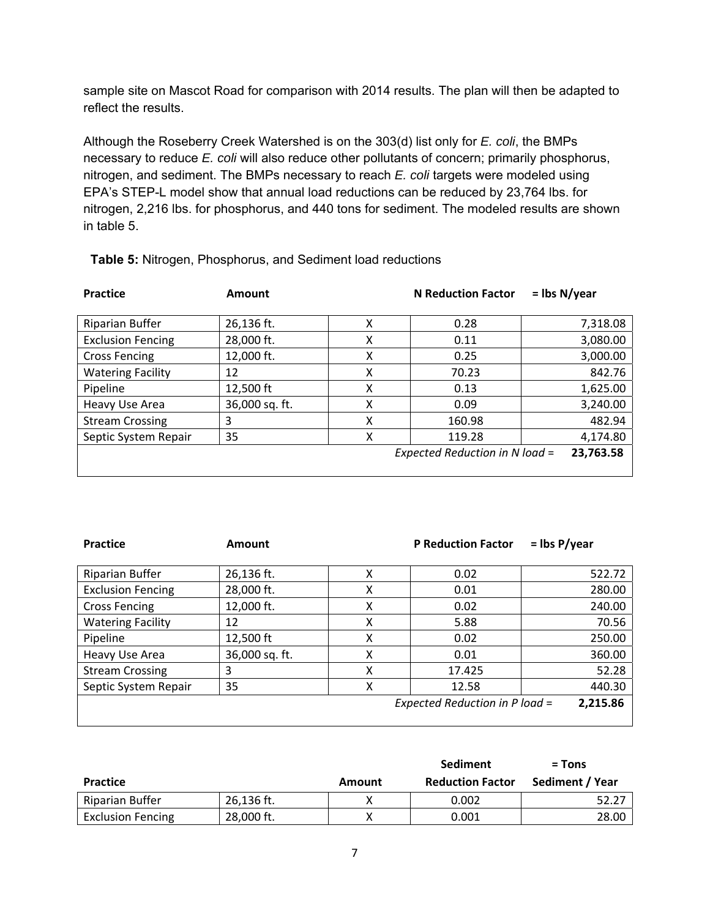sample site on Mascot Road for comparison with 2014 results. The plan will then be adapted to reflect the results.

Although the Roseberry Creek Watershed is on the 303(d) list only for *E. coli*, the BMPs necessary to reduce *E. coli* will also reduce other pollutants of concern; primarily phosphorus, nitrogen, and sediment. The BMPs necessary to reach *E. coli* targets were modeled using EPA's STEP-L model show that annual load reductions can be reduced by 23,764 lbs. for nitrogen, 2,216 lbs. for phosphorus, and 440 tons for sediment. The modeled results are shown in table 5.

**Table 5:** Nitrogen, Phosphorus, and Sediment load reductions

| Practice | Amount | | N Reduction Factor | = lbs N/year |
|---|---|---|---|---|
| Riparian Buffer | 26,136 ft. | X | 0.28 | 7,318.08 |
| Exclusion Fencing | 28,000 ft. | X | 0.11 | 3,080.00 |
| Cross Fencing | 12,000 ft. | X | 0.25 | 3,000.00 |
| Watering Facility | 12 | X | 70.23 | 842.76 |
| Pipeline | 12,500 ft | X | 0.13 | 1,625.00 |
| Heavy Use Area | 36,000 sq. ft. | X | 0.09 | 3,240.00 |
| Stream Crossing | 3 | X | 160.98 | 482.94 |
| Septic System Repair | 35 | X | 119.28 | 4,174.80 |
| | | | *Expected Reduction in N load =* | **23,763.58** |

| Practice | Amount | | P Reduction Factor | = lbs P/year |
|---|---|---|---|---|
| Riparian Buffer | 26,136 ft. | X | 0.02 | 522.72 |
| Exclusion Fencing | 28,000 ft. | X | 0.01 | 280.00 |
| Cross Fencing | 12,000 ft. | X | 0.02 | 240.00 |
| Watering Facility | 12 | X | 5.88 | 70.56 |
| Pipeline | 12,500 ft | X | 0.02 | 250.00 |
| Heavy Use Area | 36,000 sq. ft. | X | 0.01 | 360.00 |
| Stream Crossing | 3 | X | 17.425 | 52.28 |
| Septic System Repair | 35 | X | 12.58 | 440.30 |
| | | | *Expected Reduction in P load =* | **2,215.86** |

| Practice | | Amount | Sediment Reduction Factor | = Tons Sediment / Year |
|---|---|---|---|---|
| Riparian Buffer | 26,136 ft. | X | 0.002 | 52.27 |
| Exclusion Fencing | 28,000 ft. | X | 0.001 | 28.00 |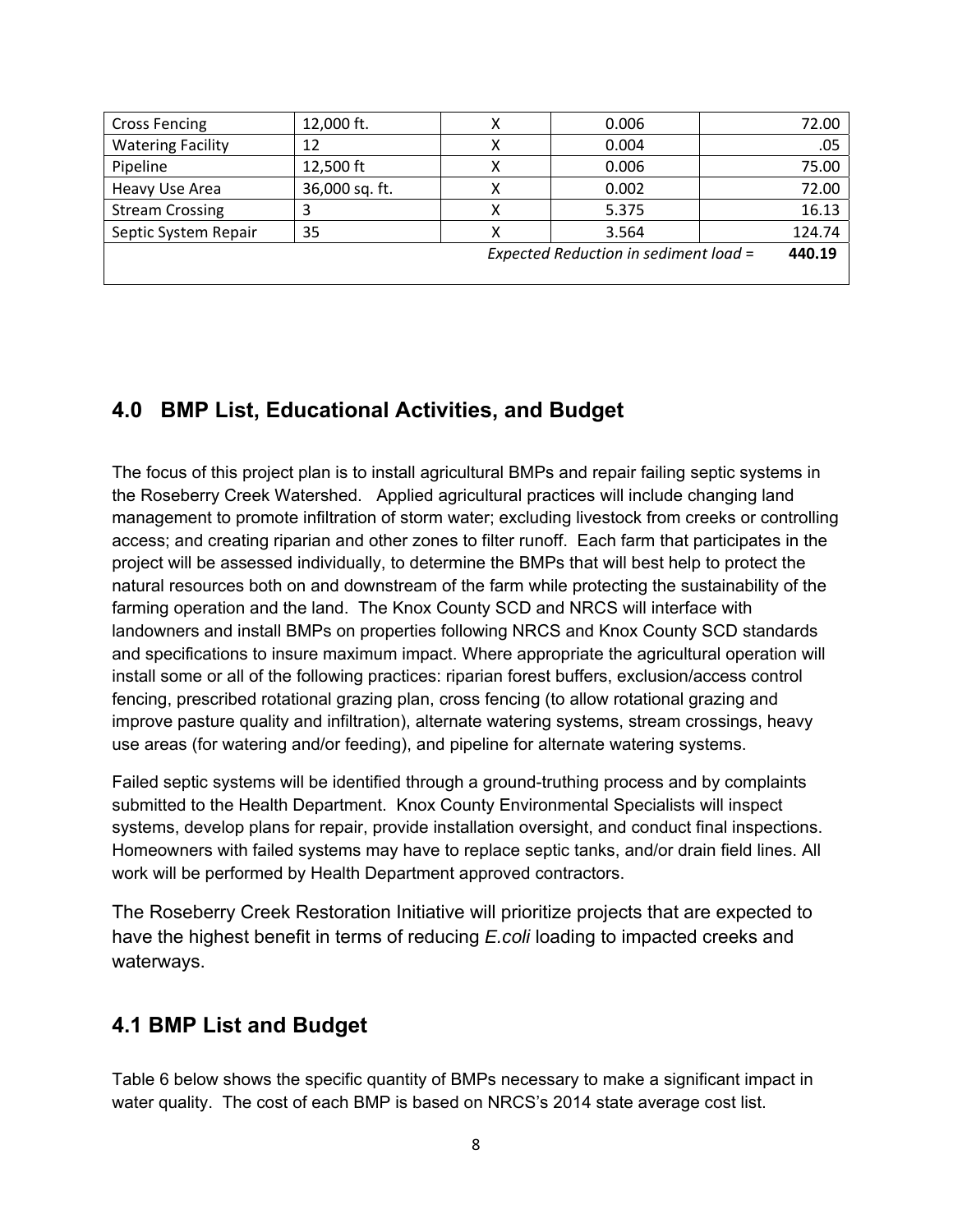| Cross Fencing | 12,000 ft. | X | 0.006 | 72.00 |
|---|---|---|---|---|
| Watering Facility | 12 | X | 0.004 | .05 |
| Pipeline | 12,500 ft | X | 0.006 | 75.00 |
| Heavy Use Area | 36,000 sq. ft. | X | 0.002 | 72.00 |
| Stream Crossing | 3 | X | 5.375 | 16.13 |
| Septic System Repair | 35 | X | 3.564 | 124.74 |
| | | | *Expected Reduction in sediment load =* | **440.19** |

## 4.0 BMP List, Educational Activities, and Budget

The focus of this project plan is to install agricultural BMPs and repair failing septic systems in the Roseberry Creek Watershed. Applied agricultural practices will include changing land management to promote infiltration of storm water; excluding livestock from creeks or controlling access; and creating riparian and other zones to filter runoff. Each farm that participates in the project will be assessed individually, to determine the BMPs that will best help to protect the natural resources both on and downstream of the farm while protecting the sustainability of the farming operation and the land. The Knox County SCD and NRCS will interface with landowners and install BMPs on properties following NRCS and Knox County SCD standards and specifications to insure maximum impact. Where appropriate the agricultural operation will install some or all of the following practices: riparian forest buffers, exclusion/access control fencing, prescribed rotational grazing plan, cross fencing (to allow rotational grazing and improve pasture quality and infiltration), alternate watering systems, stream crossings, heavy use areas (for watering and/or feeding), and pipeline for alternate watering systems.

Failed septic systems will be identified through a ground-truthing process and by complaints submitted to the Health Department. Knox County Environmental Specialists will inspect systems, develop plans for repair, provide installation oversight, and conduct final inspections. Homeowners with failed systems may have to replace septic tanks, and/or drain field lines. All work will be performed by Health Department approved contractors.

The Roseberry Creek Restoration Initiative will prioritize projects that are expected to have the highest benefit in terms of reducing *E.coli* loading to impacted creeks and waterways.

## 4.1 BMP List and Budget

Table 6 below shows the specific quantity of BMPs necessary to make a significant impact in water quality. The cost of each BMP is based on NRCS's 2014 state average cost list.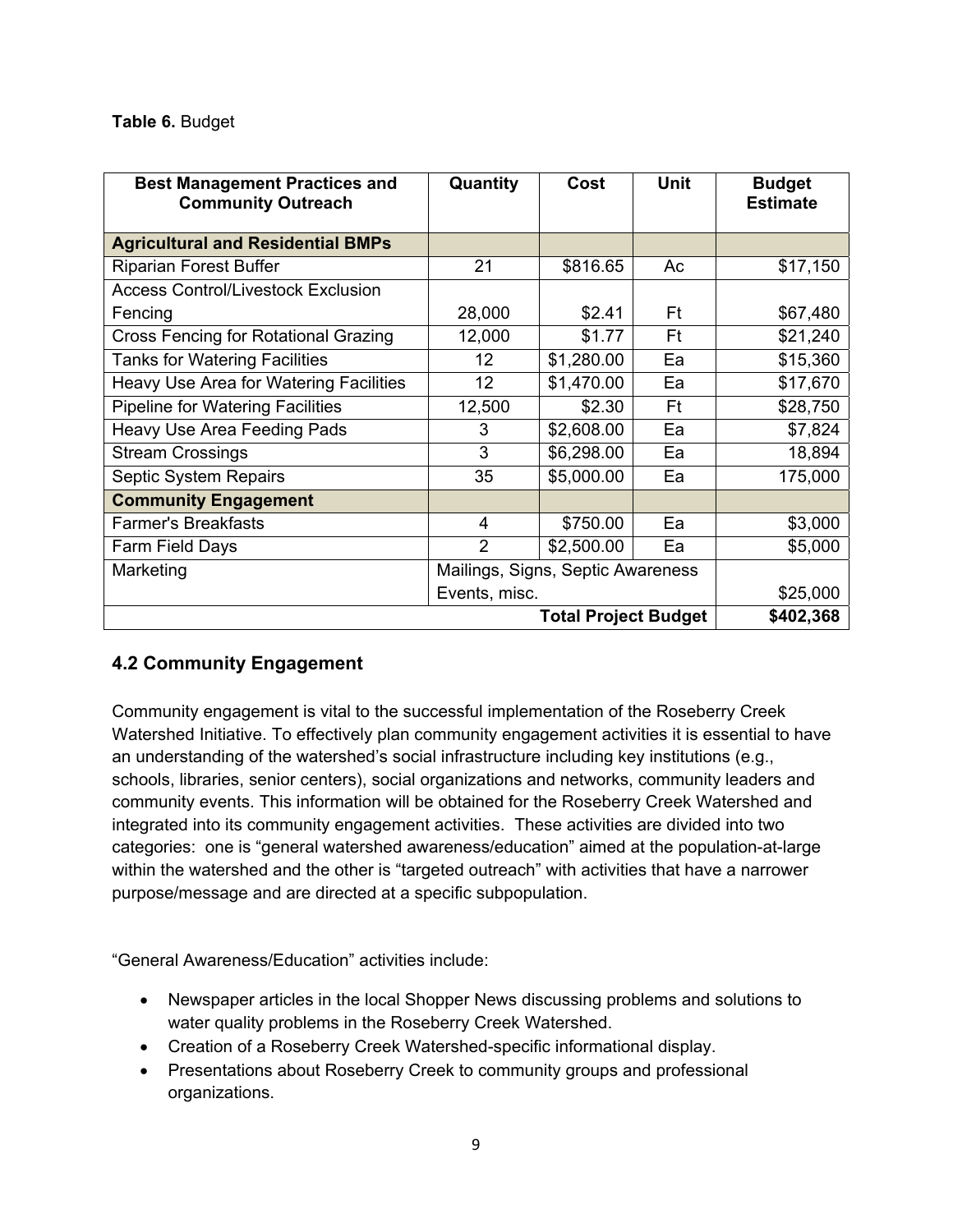**Table 6.** Budget

| Best Management Practices and Community Outreach | Quantity | Cost | Unit | Budget Estimate |
|---|---|---|---|---|
| **Agricultural and Residential BMPs** | | | | |
| Riparian Forest Buffer | 21 | $816.65 | Ac | $17,150 |
| Access Control/Livestock Exclusion Fencing | 28,000 | $2.41 | Ft | $67,480 |
| Cross Fencing for Rotational Grazing | 12,000 | $1.77 | Ft | $21,240 |
| Tanks for Watering Facilities | 12 | $1,280.00 | Ea | $15,360 |
| Heavy Use Area for Watering Facilities | 12 | $1,470.00 | Ea | $17,670 |
| Pipeline for Watering Facilities | 12,500 | $2.30 | Ft | $28,750 |
| Heavy Use Area Feeding Pads | 3 | $2,608.00 | Ea | $7,824 |
| Stream Crossings | 3 | $6,298.00 | Ea | 18,894 |
| Septic System Repairs | 35 | $5,000.00 | Ea | 175,000 |
| **Community Engagement** | | | | |
| Farmer's Breakfasts | 4 | $750.00 | Ea | $3,000 |
| Farm Field Days | 2 | $2,500.00 | Ea | $5,000 |
| Marketing | Mailings, Signs, Septic Awareness Events, misc. | | | $25,000 |
| | | | **Total Project Budget** | **$402,368** |

### 4.2 Community Engagement

Community engagement is vital to the successful implementation of the Roseberry Creek Watershed Initiative. To effectively plan community engagement activities it is essential to have an understanding of the watershed's social infrastructure including key institutions (e.g., schools, libraries, senior centers), social organizations and networks, community leaders and community events. This information will be obtained for the Roseberry Creek Watershed and integrated into its community engagement activities. These activities are divided into two categories: one is "general watershed awareness/education" aimed at the population-at-large within the watershed and the other is "targeted outreach" with activities that have a narrower purpose/message and are directed at a specific subpopulation.

"General Awareness/Education" activities include:

- Newspaper articles in the local Shopper News discussing problems and solutions to water quality problems in the Roseberry Creek Watershed.
- Creation of a Roseberry Creek Watershed-specific informational display.
- Presentations about Roseberry Creek to community groups and professional organizations.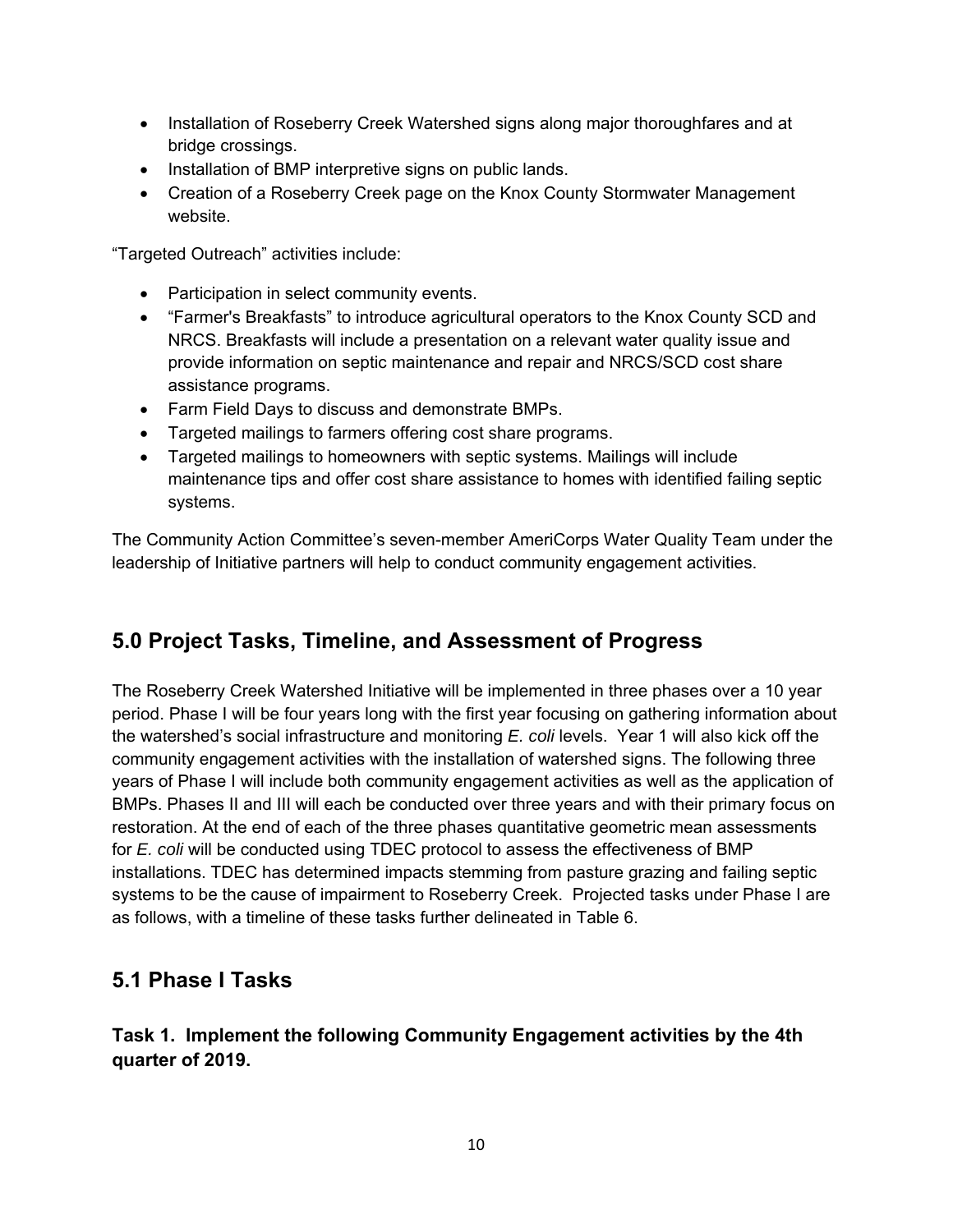- Installation of Roseberry Creek Watershed signs along major thoroughfares and at bridge crossings.
- Installation of BMP interpretive signs on public lands.
- Creation of a Roseberry Creek page on the Knox County Stormwater Management website.

"Targeted Outreach" activities include:

- Participation in select community events.
- "Farmer's Breakfasts" to introduce agricultural operators to the Knox County SCD and NRCS. Breakfasts will include a presentation on a relevant water quality issue and provide information on septic maintenance and repair and NRCS/SCD cost share assistance programs.
- Farm Field Days to discuss and demonstrate BMPs.
- Targeted mailings to farmers offering cost share programs.
- Targeted mailings to homeowners with septic systems. Mailings will include maintenance tips and offer cost share assistance to homes with identified failing septic systems.

The Community Action Committee's seven-member AmeriCorps Water Quality Team under the leadership of Initiative partners will help to conduct community engagement activities.

## 5.0 Project Tasks, Timeline, and Assessment of Progress

The Roseberry Creek Watershed Initiative will be implemented in three phases over a 10 year period. Phase I will be four years long with the first year focusing on gathering information about the watershed's social infrastructure and monitoring *E. coli* levels. Year 1 will also kick off the community engagement activities with the installation of watershed signs. The following three years of Phase I will include both community engagement activities as well as the application of BMPs. Phases II and III will each be conducted over three years and with their primary focus on restoration. At the end of each of the three phases quantitative geometric mean assessments for *E. coli* will be conducted using TDEC protocol to assess the effectiveness of BMP installations. TDEC has determined impacts stemming from pasture grazing and failing septic systems to be the cause of impairment to Roseberry Creek. Projected tasks under Phase I are as follows, with a timeline of these tasks further delineated in Table 6.

## 5.1 Phase I Tasks

### Task 1. Implement the following Community Engagement activities by the 4th quarter of 2019.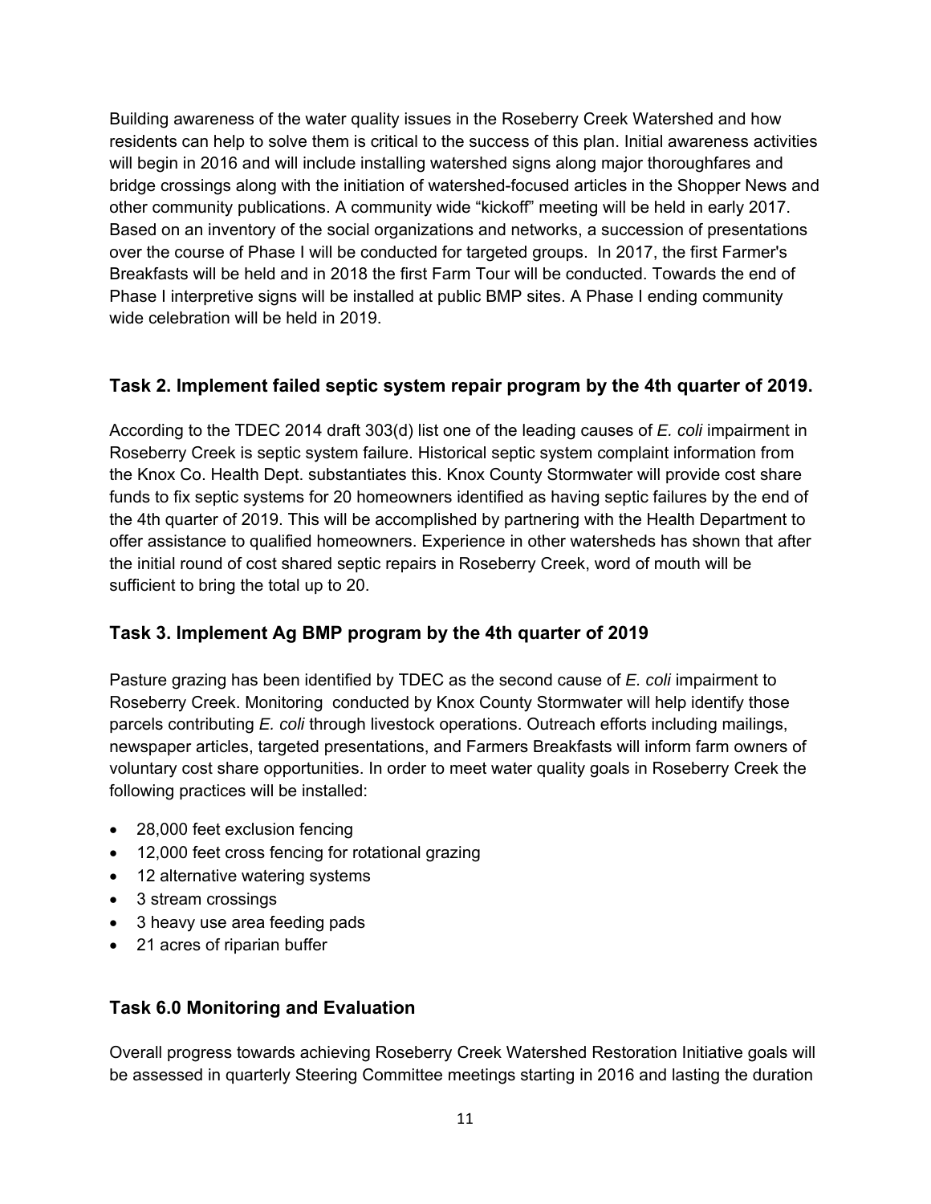Building awareness of the water quality issues in the Roseberry Creek Watershed and how residents can help to solve them is critical to the success of this plan. Initial awareness activities will begin in 2016 and will include installing watershed signs along major thoroughfares and bridge crossings along with the initiation of watershed-focused articles in the Shopper News and other community publications. A community wide "kickoff" meeting will be held in early 2017. Based on an inventory of the social organizations and networks, a succession of presentations over the course of Phase I will be conducted for targeted groups. In 2017, the first Farmer's Breakfasts will be held and in 2018 the first Farm Tour will be conducted. Towards the end of Phase I interpretive signs will be installed at public BMP sites. A Phase I ending community wide celebration will be held in 2019.

### Task 2. Implement failed septic system repair program by the 4th quarter of 2019.

According to the TDEC 2014 draft 303(d) list one of the leading causes of *E. coli* impairment in Roseberry Creek is septic system failure. Historical septic system complaint information from the Knox Co. Health Dept. substantiates this. Knox County Stormwater will provide cost share funds to fix septic systems for 20 homeowners identified as having septic failures by the end of the 4th quarter of 2019. This will be accomplished by partnering with the Health Department to offer assistance to qualified homeowners. Experience in other watersheds has shown that after the initial round of cost shared septic repairs in Roseberry Creek, word of mouth will be sufficient to bring the total up to 20.

### Task 3. Implement Ag BMP program by the 4th quarter of 2019

Pasture grazing has been identified by TDEC as the second cause of *E. coli* impairment to Roseberry Creek. Monitoring conducted by Knox County Stormwater will help identify those parcels contributing *E. coli* through livestock operations. Outreach efforts including mailings, newspaper articles, targeted presentations, and Farmers Breakfasts will inform farm owners of voluntary cost share opportunities. In order to meet water quality goals in Roseberry Creek the following practices will be installed:

- 28,000 feet exclusion fencing
- 12,000 feet cross fencing for rotational grazing
- 12 alternative watering systems
- 3 stream crossings
- 3 heavy use area feeding pads
- 21 acres of riparian buffer

### Task 6.0 Monitoring and Evaluation

Overall progress towards achieving Roseberry Creek Watershed Restoration Initiative goals will be assessed in quarterly Steering Committee meetings starting in 2016 and lasting the duration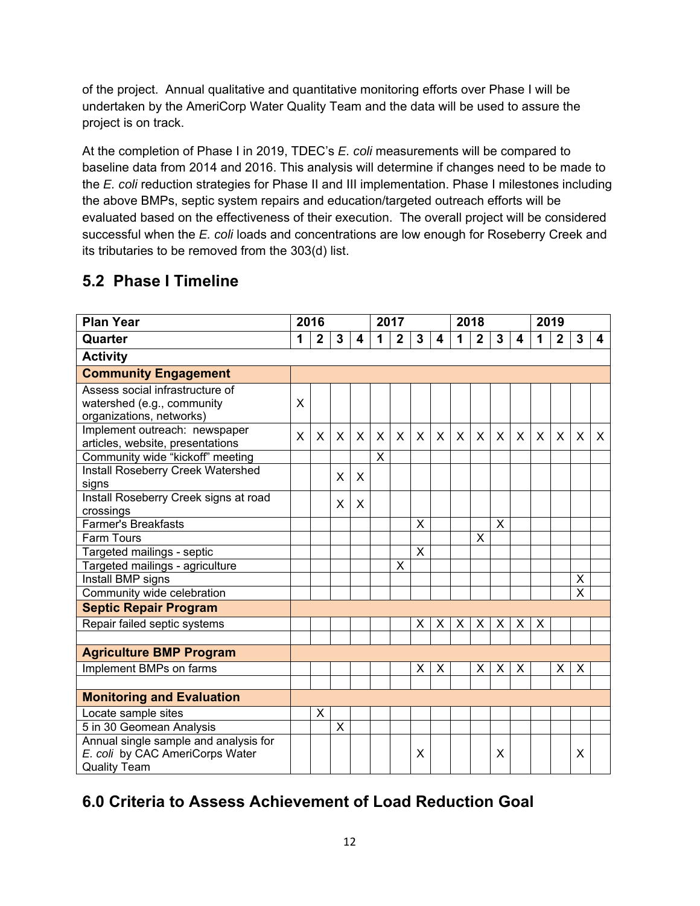of the project. Annual qualitative and quantitative monitoring efforts over Phase I will be undertaken by the AmeriCorp Water Quality Team and the data will be used to assure the project is on track.

At the completion of Phase I in 2019, TDEC's *E. coli* measurements will be compared to baseline data from 2014 and 2016. This analysis will determine if changes need to be made to the *E. coli* reduction strategies for Phase II and III implementation. Phase I milestones including the above BMPs, septic system repairs and education/targeted outreach efforts will be evaluated based on the effectiveness of their execution. The overall project will be considered successful when the *E. coli* loads and concentrations are low enough for Roseberry Creek and its tributaries to be removed from the 303(d) list.

## 5.2 Phase I Timeline

| **Plan Year** | **2016** | | | | **2017** | | | | **2018** | | | | **2019** | | | |
|---|---|---|---|---|---|---|---|---|---|---|---|---|---|---|---|---|
| **Quarter** | **1** | **2** | **3** | **4** | **1** | **2** | **3** | **4** | **1** | **2** | **3** | **4** | **1** | **2** | **3** | **4** |
| **Activity** | | | | | | | | | | | | | | | | |
| **Community Engagement** | | | | | | | | | | | | | | | | |
| Assess social infrastructure of watershed (e.g., community organizations, networks) | X | | | | | | | | | | | | | | | |
| Implement outreach: newspaper articles, website, presentations | X | X | X | X | X | X | X | X | X | X | X | X | X | X | X | X |
| Community wide "kickoff" meeting | | | | | X | | | | | | | | | | | |
| Install Roseberry Creek Watershed signs | | | X | X | | | | | | | | | | | | |
| Install Roseberry Creek signs at road crossings | | | X | X | | | | | | | | | | | | |
| Farmer's Breakfasts | | | | | | | X | | | | X | | | | | |
| Farm Tours | | | | | | | | | | X | | | | | | |
| Targeted mailings - septic | | | | | | | X | | | | | | | | | |
| Targeted mailings - agriculture | | | | | | X | | | | | | | | | | |
| Install BMP signs | | | | | | | | | | | | | | | X | |
| Community wide celebration | | | | | | | | | | | | | | | X | |
| **Septic Repair Program** | | | | | | | | | | | | | | | | |
| Repair failed septic systems | | | | | | | X | X | X | X | X | X | X | | | |
| | | | | | | | | | | | | | | | | |
| **Agriculture BMP Program** | | | | | | | | | | | | | | | | |
| Implement BMPs on farms | | | | | | | X | X | | X | X | X | | X | X | |
| | | | | | | | | | | | | | | | | |
| **Monitoring and Evaluation** | | | | | | | | | | | | | | | | |
| Locate sample sites | | X | | | | | | | | | | | | | | |
| 5 in 30 Geomean Analysis | | | X | | | | | | | | | | | | | |
| Annual single sample and analysis for *E. coli* by CAC AmeriCorps Water Quality Team | | | | | | | X | | | | X | | | | X | |

## 6.0 Criteria to Assess Achievement of Load Reduction Goal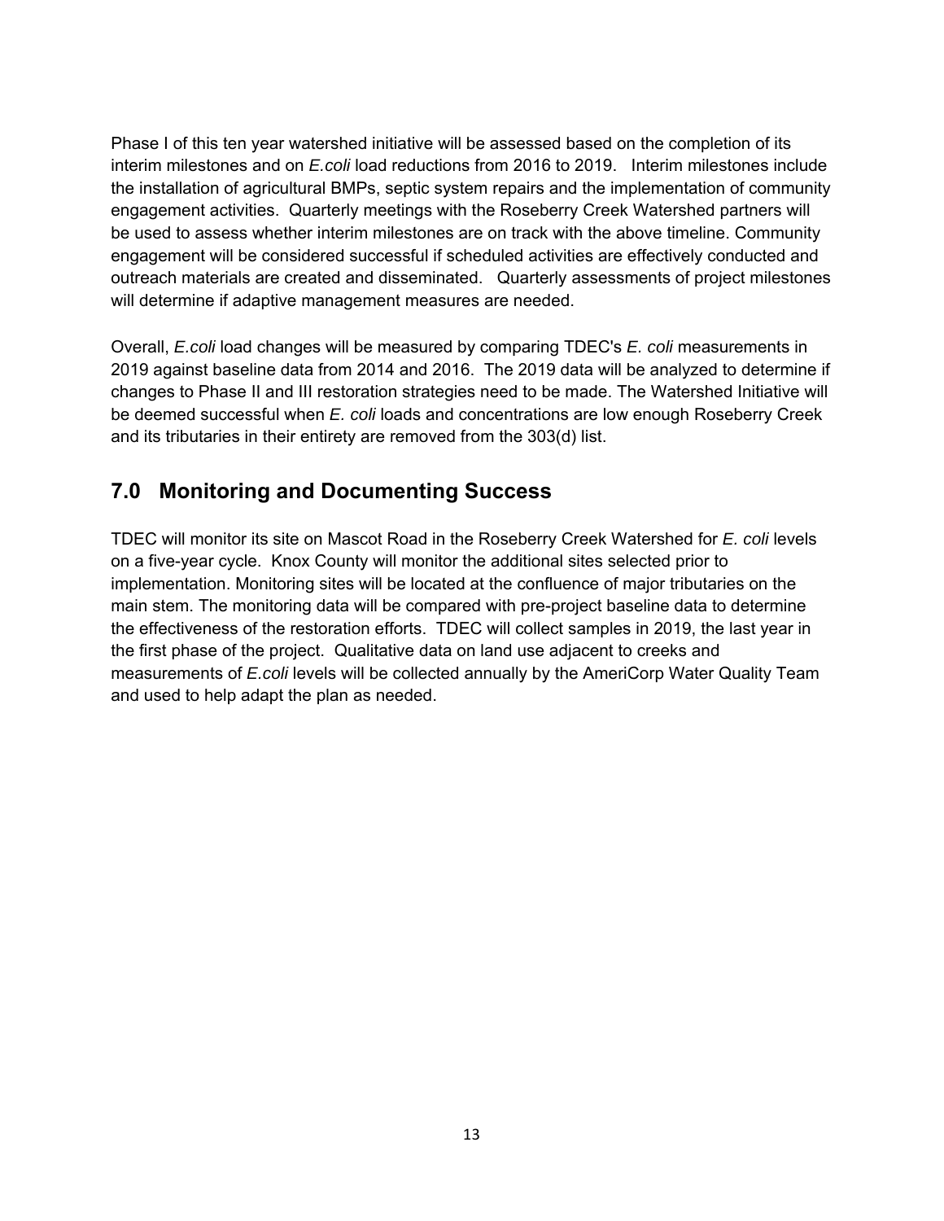Phase I of this ten year watershed initiative will be assessed based on the completion of its interim milestones and on *E.coli* load reductions from 2016 to 2019. Interim milestones include the installation of agricultural BMPs, septic system repairs and the implementation of community engagement activities. Quarterly meetings with the Roseberry Creek Watershed partners will be used to assess whether interim milestones are on track with the above timeline. Community engagement will be considered successful if scheduled activities are effectively conducted and outreach materials are created and disseminated. Quarterly assessments of project milestones will determine if adaptive management measures are needed.

Overall, *E.coli* load changes will be measured by comparing TDEC's *E. coli* measurements in 2019 against baseline data from 2014 and 2016. The 2019 data will be analyzed to determine if changes to Phase II and III restoration strategies need to be made. The Watershed Initiative will be deemed successful when *E. coli* loads and concentrations are low enough Roseberry Creek and its tributaries in their entirety are removed from the 303(d) list.

## 7.0 Monitoring and Documenting Success

TDEC will monitor its site on Mascot Road in the Roseberry Creek Watershed for *E. coli* levels on a five-year cycle. Knox County will monitor the additional sites selected prior to implementation. Monitoring sites will be located at the confluence of major tributaries on the main stem. The monitoring data will be compared with pre-project baseline data to determine the effectiveness of the restoration efforts. TDEC will collect samples in 2019, the last year in the first phase of the project. Qualitative data on land use adjacent to creeks and measurements of *E.coli* levels will be collected annually by the AmeriCorp Water Quality Team and used to help adapt the plan as needed.